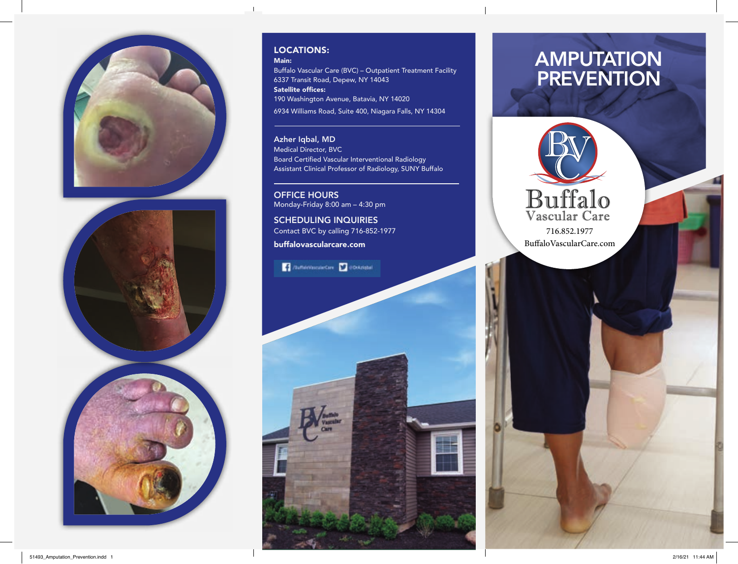# AMPUTATION PREVENTION

Buffalo Vascular Care

716.852.1977

BuffaloVascularCare.com

## LOCATIONS:

**Main:**

Buffalo Vascular Care (BVC) – Outpatient Treatment Facility
6337 Transit Road, Depew, NY 14043

**Satellite offices:**

190 Washington Avenue, Batavia, NY 14020

6934 Williams Road, Suite 400, Niagara Falls, NY 14304

---

**Azher Iqbal, MD**
Medical Director, BVC
Board Certified Vascular Interventional Radiology
Assistant Clinical Professor of Radiology, SUNY Buffalo

---

## OFFICE HOURS

Monday-Friday 8:00 am – 4:30 pm

## SCHEDULING INQUIRIES

Contact BVC by calling 716-852-1977

**buffalovascularcare.com**

/BuffaloVascularCare @DrAziqbal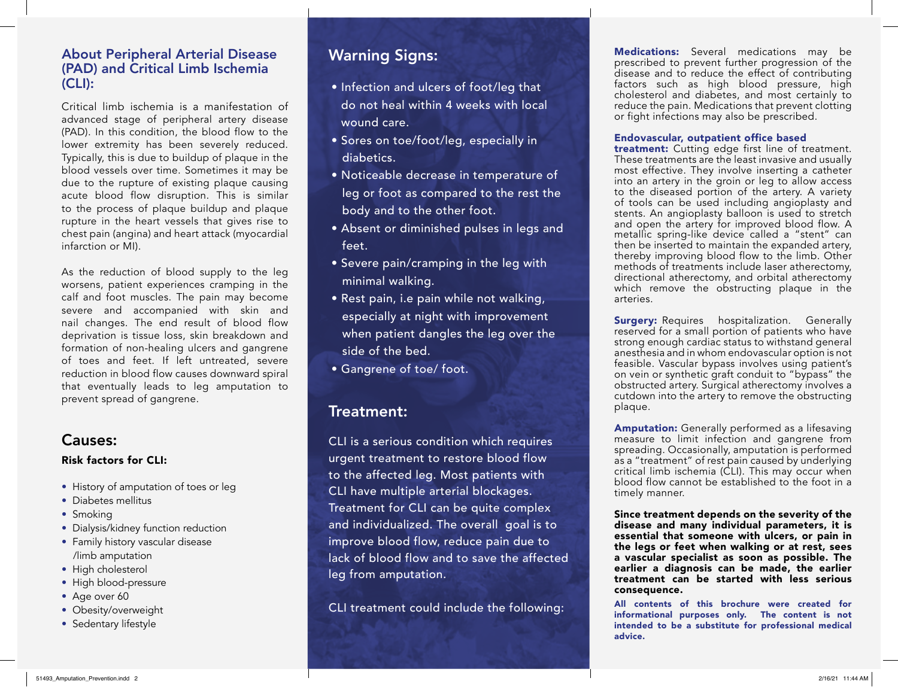## About Peripheral Arterial Disease (PAD) and Critical Limb Ischemia (CLI):

Critical limb ischemia is a manifestation of advanced stage of peripheral artery disease (PAD). In this condition, the blood flow to the lower extremity has been severely reduced. Typically, this is due to buildup of plaque in the blood vessels over time. Sometimes it may be due to the rupture of existing plaque causing acute blood flow disruption. This is similar to the process of plaque buildup and plaque rupture in the heart vessels that gives rise to chest pain (angina) and heart attack (myocardial infarction or MI).

As the reduction of blood supply to the leg worsens, patient experiences cramping in the calf and foot muscles. The pain may become severe and accompanied with skin and nail changes. The end result of blood flow deprivation is tissue loss, skin breakdown and formation of non-healing ulcers and gangrene of toes and feet. If left untreated, severe reduction in blood flow causes downward spiral that eventually leads to leg amputation to prevent spread of gangrene.

## Causes:

**Risk factors for CLI:**

- History of amputation of toes or leg
- Diabetes mellitus
- Smoking
- Dialysis/kidney function reduction
- Family history vascular disease /limb amputation
- High cholesterol
- High blood-pressure
- Age over 60
- Obesity/overweight
- Sedentary lifestyle

## Warning Signs:

- Infection and ulcers of foot/leg that do not heal within 4 weeks with local wound care.
- Sores on toe/foot/leg, especially in diabetics.
- Noticeable decrease in temperature of leg or foot as compared to the rest the body and to the other foot.
- Absent or diminished pulses in legs and feet.
- Severe pain/cramping in the leg with minimal walking.
- Rest pain, i.e pain while not walking, especially at night with improvement when patient dangles the leg over the side of the bed.
- Gangrene of toe/ foot.

## Treatment:

CLI is a serious condition which requires urgent treatment to restore blood flow to the affected leg. Most patients with CLI have multiple arterial blockages. Treatment for CLI can be quite complex and individualized. The overall goal is to improve blood flow, reduce pain due to lack of blood flow and to save the affected leg from amputation.

CLI treatment could include the following:

**Medications:** Several medications may be prescribed to prevent further progression of the disease and to reduce the effect of contributing factors such as high blood pressure, high cholesterol and diabetes, and most certainly to reduce the pain. Medications that prevent clotting or fight infections may also be prescribed.

**Endovascular, outpatient office based treatment:** Cutting edge first line of treatment. These treatments are the least invasive and usually most effective. They involve inserting a catheter into an artery in the groin or leg to allow access to the diseased portion of the artery. A variety of tools can be used including angioplasty and stents. An angioplasty balloon is used to stretch and open the artery for improved blood flow. A metallic spring-like device called a "stent" can then be inserted to maintain the expanded artery, thereby improving blood flow to the limb. Other methods of treatments include laser atherectomy, directional atherectomy, and orbital atherectomy which remove the obstructing plaque in the arteries.

**Surgery:** Requires hospitalization. Generally reserved for a small portion of patients who have strong enough cardiac status to withstand general anesthesia and in whom endovascular option is not feasible. Vascular bypass involves using patient's on vein or synthetic graft conduit to "bypass" the obstructed artery. Surgical atherectomy involves a cutdown into the artery to remove the obstructing plaque.

**Amputation:** Generally performed as a lifesaving measure to limit infection and gangrene from spreading. Occasionally, amputation is performed as a "treatment" of rest pain caused by underlying critical limb ischemia (CLI). This may occur when blood flow cannot be established to the foot in a timely manner.

**Since treatment depends on the severity of the disease and many individual parameters, it is essential that someone with ulcers, or pain in the legs or feet when walking or at rest, sees a vascular specialist as soon as possible. The earlier a diagnosis can be made, the earlier treatment can be started with less serious consequence.**

**All contents of this brochure were created for informational purposes only. The content is not intended to be a substitute for professional medical advice.**